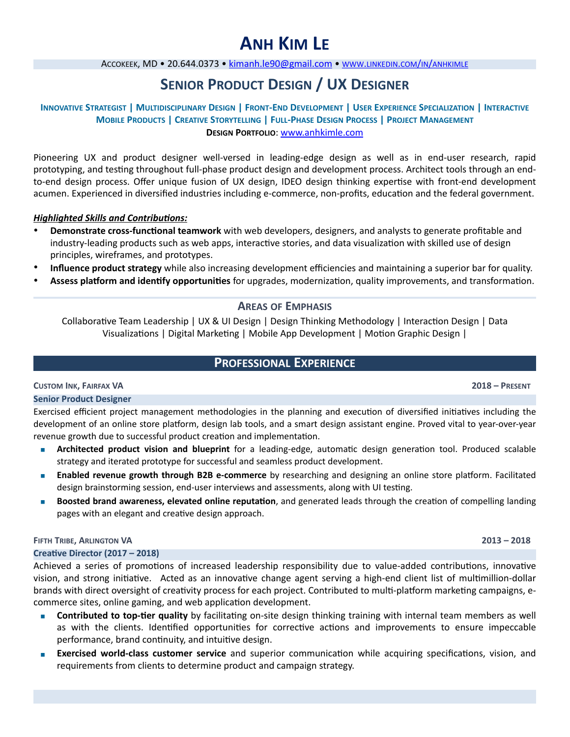# Anh Kim Le

Accokeek, MD • 20.644.0373 • kimanh.le90@gmail.com • www.linkedin.com/in/anhkimle

## Senior Product Design / UX Designer

**Innovative Strategist | Multidisciplinary Design | Front-End Development | User Experience Specialization | Interactive Mobile Products | Creative Storytelling | Full-Phase Design Process | Project Management**

**Design Portfolio**: www.anhkimle.com

Pioneering UX and product designer well-versed in leading-edge design as well as in end-user research, rapid prototyping, and testing throughout full-phase product design and development process. Architect tools through an end-to-end design process. Offer unique fusion of UX design, IDEO design thinking expertise with front-end development acumen. Experienced in diversified industries including e-commerce, non-profits, education and the federal government.

***Highlighted Skills and Contributions:***

- **Demonstrate cross-functional teamwork** with web developers, designers, and analysts to generate profitable and industry-leading products such as web apps, interactive stories, and data visualization with skilled use of design principles, wireframes, and prototypes.
- **Influence product strategy** while also increasing development efficiencies and maintaining a superior bar for quality.
- **Assess platform and identify opportunities** for upgrades, modernization, quality improvements, and transformation.

### Areas of Emphasis

Collaborative Team Leadership | UX & UI Design | Design Thinking Methodology | Interaction Design | Data Visualizations | Digital Marketing | Mobile App Development | Motion Graphic Design |

## Professional Experience

**Custom Ink, Fairfax VA** — **2018 – Present**

**Senior Product Designer**

Exercised efficient project management methodologies in the planning and execution of diversified initiatives including the development of an online store platform, design lab tools, and a smart design assistant engine. Proved vital to year-over-year revenue growth due to successful product creation and implementation.

- **Architected product vision and blueprint** for a leading-edge, automatic design generation tool. Produced scalable strategy and iterated prototype for successful and seamless product development.
- **Enabled revenue growth through B2B e-commerce** by researching and designing an online store platform. Facilitated design brainstorming session, end-user interviews and assessments, along with UI testing.
- **Boosted brand awareness, elevated online reputation**, and generated leads through the creation of compelling landing pages with an elegant and creative design approach.

**Fifth Tribe, Arlington VA** — **2013 – 2018**

**Creative Director (2017 – 2018)**

Achieved a series of promotions of increased leadership responsibility due to value-added contributions, innovative vision, and strong initiative. Acted as an innovative change agent serving a high-end client list of multimillion-dollar brands with direct oversight of creativity process for each project. Contributed to multi-platform marketing campaigns, e-commerce sites, online gaming, and web application development.

- **Contributed to top-tier quality** by facilitating on-site design thinking training with internal team members as well as with the clients. Identified opportunities for corrective actions and improvements to ensure impeccable performance, brand continuity, and intuitive design.
- **Exercised world-class customer service** and superior communication while acquiring specifications, vision, and requirements from clients to determine product and campaign strategy.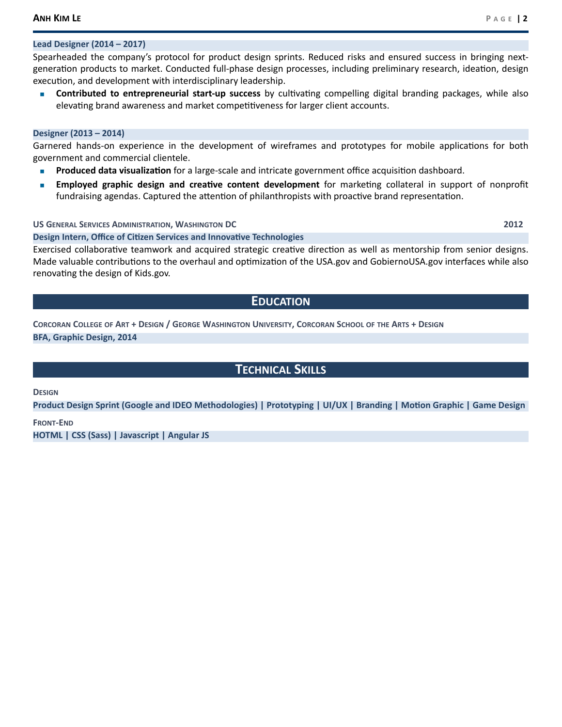**Lead Designer (2014 – 2017)**

Spearheaded the company's protocol for product design sprints. Reduced risks and ensured success in bringing next-generation products to market. Conducted full-phase design processes, including preliminary research, ideation, design execution, and development with interdisciplinary leadership.

- **Contributed to entrepreneurial start-up success** by cultivating compelling digital branding packages, while also elevating brand awareness and market competitiveness for larger client accounts.

**Designer (2013 – 2014)**

Garnered hands-on experience in the development of wireframes and prototypes for mobile applications for both government and commercial clientele.

- **Produced data visualization** for a large-scale and intricate government office acquisition dashboard.
- **Employed graphic design and creative content development** for marketing collateral in support of nonprofit fundraising agendas. Captured the attention of philanthropists with proactive brand representation.

**US General Services Administration, Washington DC** — **2012**

**Design Intern, Office of Citizen Services and Innovative Technologies**

Exercised collaborative teamwork and acquired strategic creative direction as well as mentorship from senior designs. Made valuable contributions to the overhaul and optimization of the USA.gov and GobiernoUSA.gov interfaces while also renovating the design of Kids.gov.

## Education

**Corcoran College of Art + Design / George Washington University, Corcoran School of the Arts + Design**

**BFA, Graphic Design, 2014**

## Technical Skills

**Design**

**Product Design Sprint (Google and IDEO Methodologies) | Prototyping | UI/UX | Branding | Motion Graphic | Game Design**

**Front-End**

**HOTML | CSS (Sass) | Javascript | Angular JS**